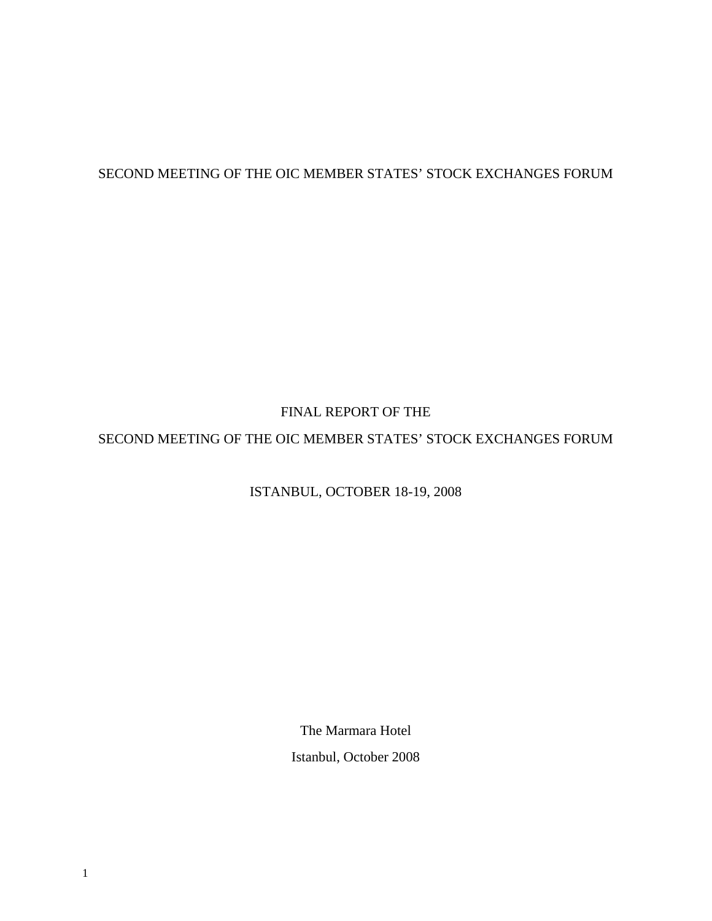SECOND MEETING OF THE OIC MEMBER STATES' STOCK EXCHANGES FORUM

# FINAL REPORT OF THE SECOND MEETING OF THE OIC MEMBER STATES' STOCK EXCHANGES FORUM

ISTANBUL, OCTOBER 18-19, 2008

The Marmara Hotel

Istanbul, October 2008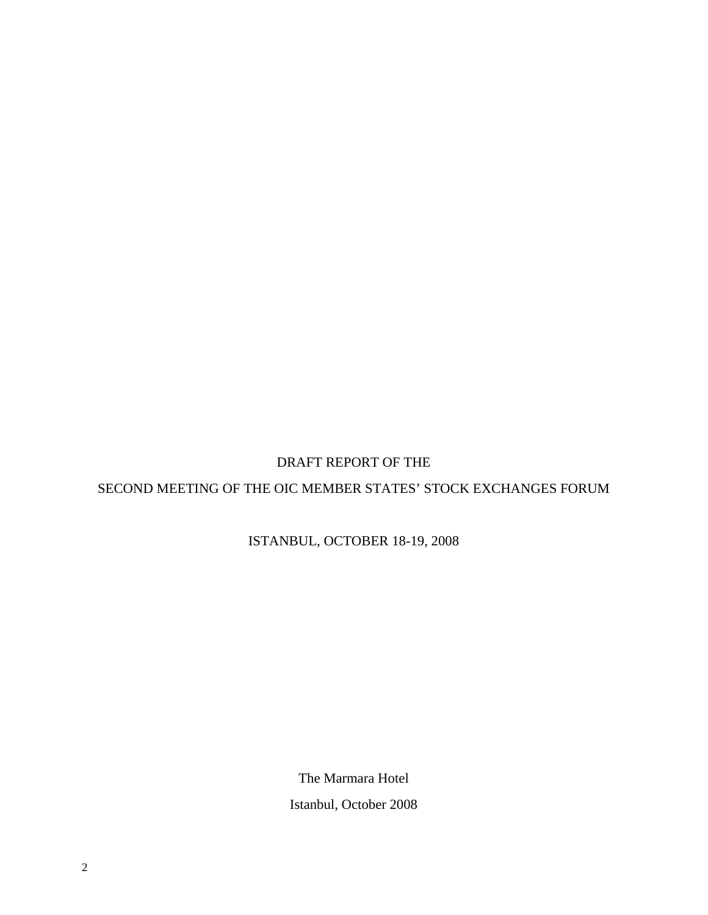# DRAFT REPORT OF THE

# SECOND MEETING OF THE OIC MEMBER STATES' STOCK EXCHANGES FORUM

ISTANBUL, OCTOBER 18-19, 2008

The Marmara Hotel

Istanbul, October 2008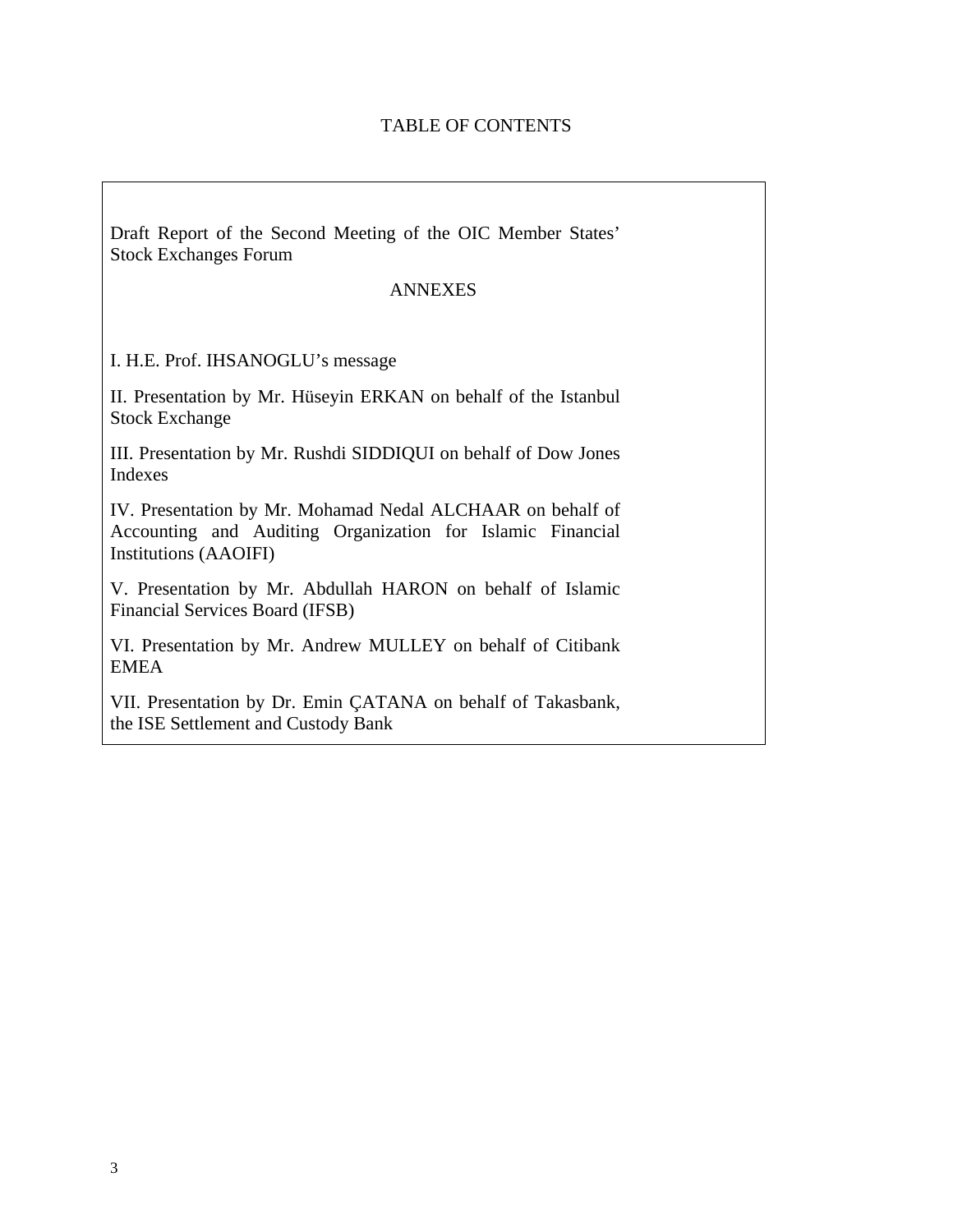# TABLE OF CONTENTS

Draft Report of the Second Meeting of the OIC Member States' Stock Exchanges Forum

## ANNEXES

I. H.E. Prof. IHSANOGLU's message

II. Presentation by Mr. Hüseyin ERKAN on behalf of the Istanbul Stock Exchange

III. Presentation by Mr. Rushdi SIDDIQUI on behalf of Dow Jones Indexes

IV. Presentation by Mr. Mohamad Nedal ALCHAAR on behalf of Accounting and Auditing Organization for Islamic Financial Institutions (AAOIFI)

V. Presentation by Mr. Abdullah HARON on behalf of Islamic Financial Services Board (IFSB)

VI. Presentation by Mr. Andrew MULLEY on behalf of Citibank EMEA

VII. Presentation by Dr. Emin ÇATANA on behalf of Takasbank, the ISE Settlement and Custody Bank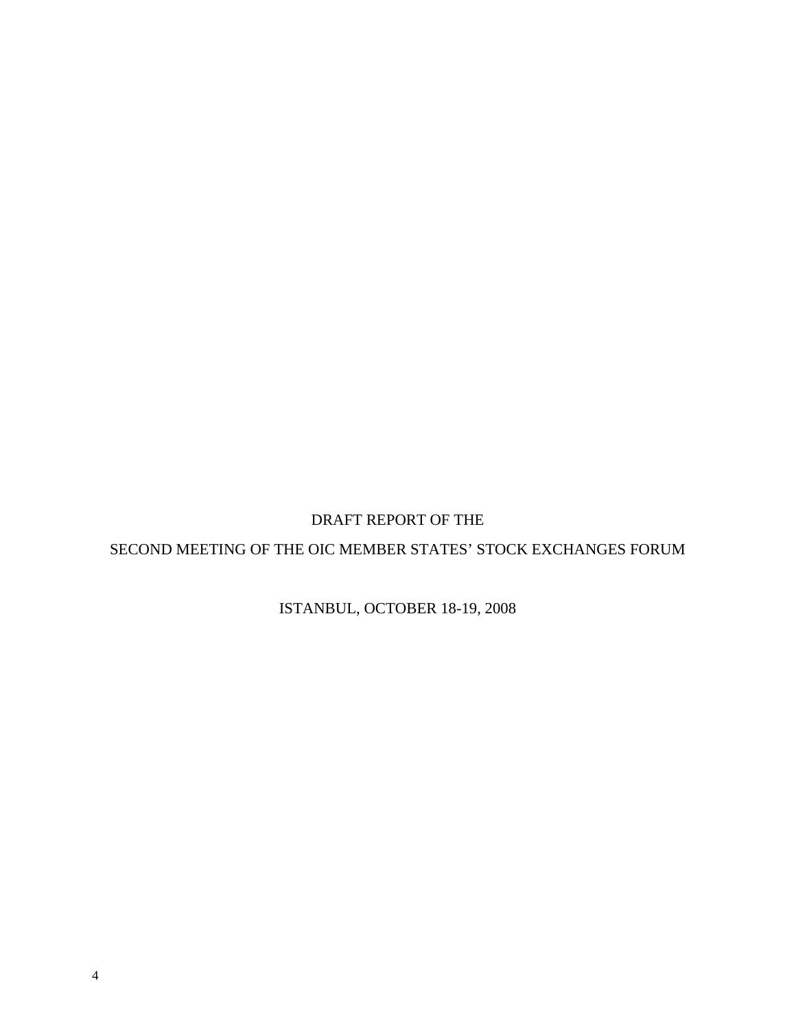DRAFT REPORT OF THE

SECOND MEETING OF THE OIC MEMBER STATES' STOCK EXCHANGES FORUM

ISTANBUL, OCTOBER 18-19, 2008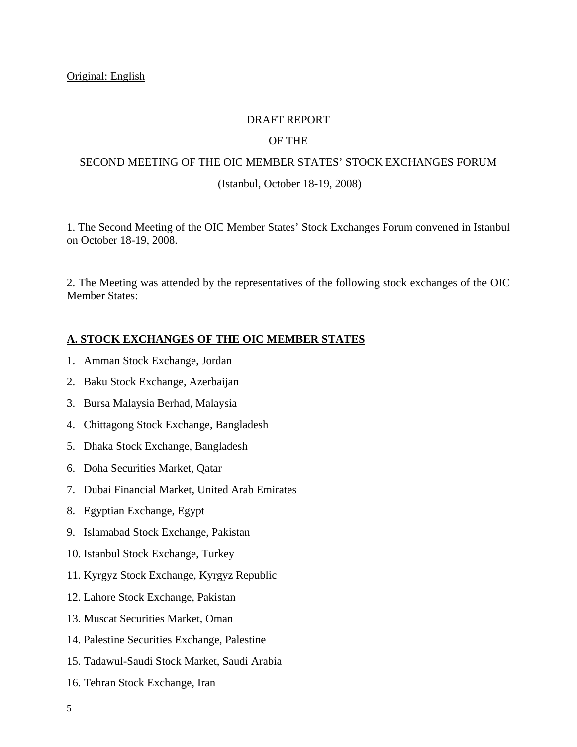Original: English

DRAFT REPORT

OF THE

SECOND MEETING OF THE OIC MEMBER STATES' STOCK EXCHANGES FORUM

(Istanbul, October 18-19, 2008)

1. The Second Meeting of the OIC Member States' Stock Exchanges Forum convened in Istanbul on October 18-19, 2008.

2. The Meeting was attended by the representatives of the following stock exchanges of the OIC Member States:

## A. STOCK EXCHANGES OF THE OIC MEMBER STATES

1. Amman Stock Exchange, Jordan
2. Baku Stock Exchange, Azerbaijan
3. Bursa Malaysia Berhad, Malaysia
4. Chittagong Stock Exchange, Bangladesh
5. Dhaka Stock Exchange, Bangladesh
6. Doha Securities Market, Qatar
7. Dubai Financial Market, United Arab Emirates
8. Egyptian Exchange, Egypt
9. Islamabad Stock Exchange, Pakistan
10. Istanbul Stock Exchange, Turkey
11. Kyrgyz Stock Exchange, Kyrgyz Republic
12. Lahore Stock Exchange, Pakistan
13. Muscat Securities Market, Oman
14. Palestine Securities Exchange, Palestine
15. Tadawul-Saudi Stock Market, Saudi Arabia
16. Tehran Stock Exchange, Iran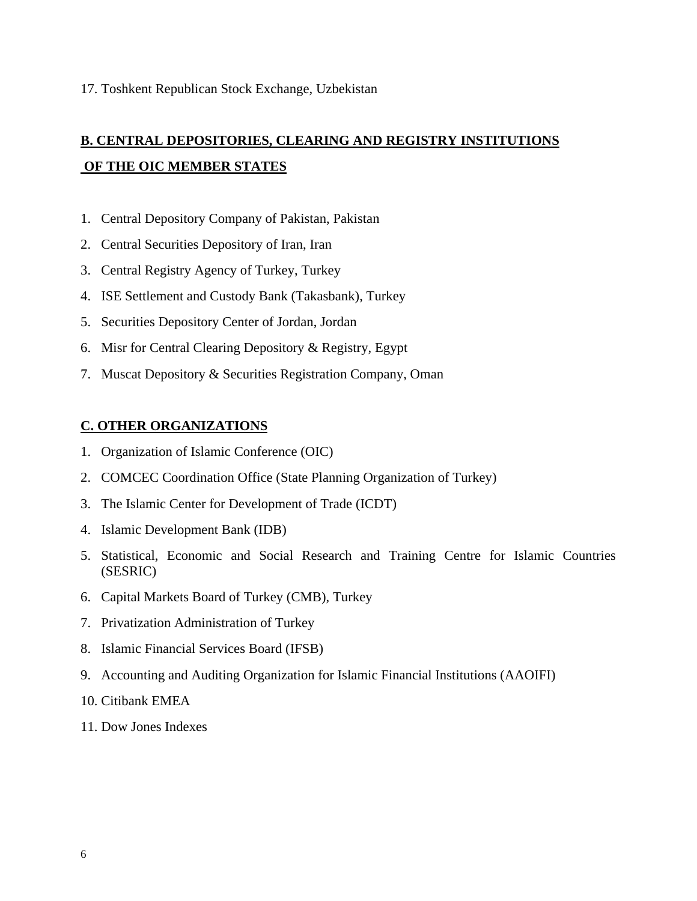17. Toshkent Republican Stock Exchange, Uzbekistan

## B. CENTRAL DEPOSITORIES, CLEARING AND REGISTRY INSTITUTIONS OF THE OIC MEMBER STATES

1. Central Depository Company of Pakistan, Pakistan
2. Central Securities Depository of Iran, Iran
3. Central Registry Agency of Turkey, Turkey
4. ISE Settlement and Custody Bank (Takasbank), Turkey
5. Securities Depository Center of Jordan, Jordan
6. Misr for Central Clearing Depository & Registry, Egypt
7. Muscat Depository & Securities Registration Company, Oman

## C. OTHER ORGANIZATIONS

1. Organization of Islamic Conference (OIC)
2. COMCEC Coordination Office (State Planning Organization of Turkey)
3. The Islamic Center for Development of Trade (ICDT)
4. Islamic Development Bank (IDB)
5. Statistical, Economic and Social Research and Training Centre for Islamic Countries (SESRIC)
6. Capital Markets Board of Turkey (CMB), Turkey
7. Privatization Administration of Turkey
8. Islamic Financial Services Board (IFSB)
9. Accounting and Auditing Organization for Islamic Financial Institutions (AAOIFI)
10. Citibank EMEA
11. Dow Jones Indexes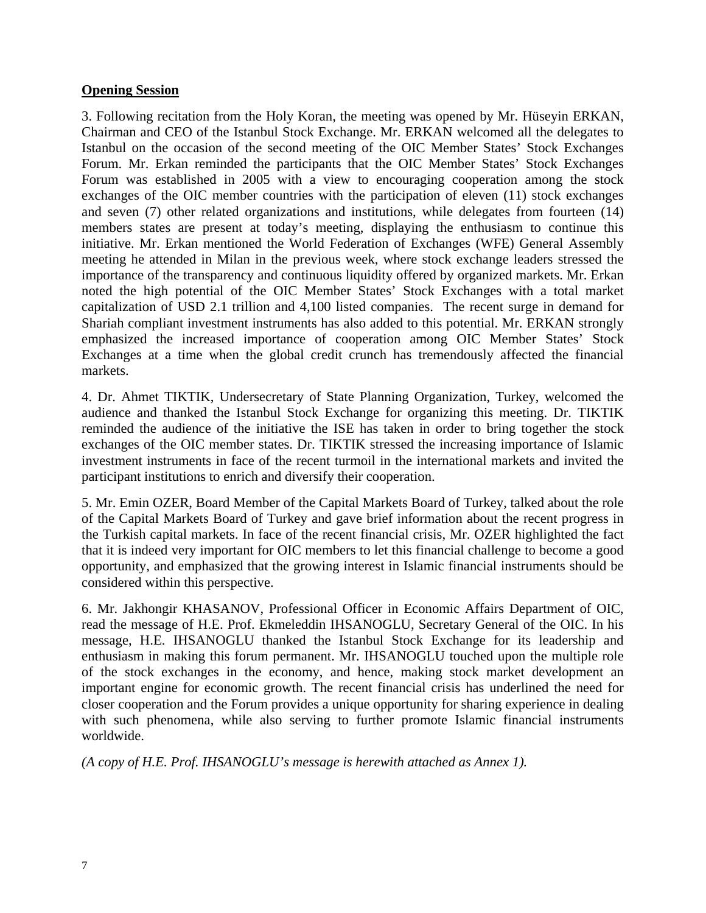**Opening Session**

3. Following recitation from the Holy Koran, the meeting was opened by Mr. Hüseyin ERKAN, Chairman and CEO of the Istanbul Stock Exchange. Mr. ERKAN welcomed all the delegates to Istanbul on the occasion of the second meeting of the OIC Member States' Stock Exchanges Forum. Mr. Erkan reminded the participants that the OIC Member States' Stock Exchanges Forum was established in 2005 with a view to encouraging cooperation among the stock exchanges of the OIC member countries with the participation of eleven (11) stock exchanges and seven (7) other related organizations and institutions, while delegates from fourteen (14) members states are present at today's meeting, displaying the enthusiasm to continue this initiative. Mr. Erkan mentioned the World Federation of Exchanges (WFE) General Assembly meeting he attended in Milan in the previous week, where stock exchange leaders stressed the importance of the transparency and continuous liquidity offered by organized markets. Mr. Erkan noted the high potential of the OIC Member States' Stock Exchanges with a total market capitalization of USD 2.1 trillion and 4,100 listed companies. The recent surge in demand for Shariah compliant investment instruments has also added to this potential. Mr. ERKAN strongly emphasized the increased importance of cooperation among OIC Member States' Stock Exchanges at a time when the global credit crunch has tremendously affected the financial markets.

4. Dr. Ahmet TIKTIK, Undersecretary of State Planning Organization, Turkey, welcomed the audience and thanked the Istanbul Stock Exchange for organizing this meeting. Dr. TIKTIK reminded the audience of the initiative the ISE has taken in order to bring together the stock exchanges of the OIC member states. Dr. TIKTIK stressed the increasing importance of Islamic investment instruments in face of the recent turmoil in the international markets and invited the participant institutions to enrich and diversify their cooperation.

5. Mr. Emin OZER, Board Member of the Capital Markets Board of Turkey, talked about the role of the Capital Markets Board of Turkey and gave brief information about the recent progress in the Turkish capital markets. In face of the recent financial crisis, Mr. OZER highlighted the fact that it is indeed very important for OIC members to let this financial challenge to become a good opportunity, and emphasized that the growing interest in Islamic financial instruments should be considered within this perspective.

6. Mr. Jakhongir KHASANOV, Professional Officer in Economic Affairs Department of OIC, read the message of H.E. Prof. Ekmeleddin IHSANOGLU, Secretary General of the OIC. In his message, H.E. IHSANOGLU thanked the Istanbul Stock Exchange for its leadership and enthusiasm in making this forum permanent. Mr. IHSANOGLU touched upon the multiple role of the stock exchanges in the economy, and hence, making stock market development an important engine for economic growth. The recent financial crisis has underlined the need for closer cooperation and the Forum provides a unique opportunity for sharing experience in dealing with such phenomena, while also serving to further promote Islamic financial instruments worldwide.

*(A copy of H.E. Prof. IHSANOGLU's message is herewith attached as Annex 1).*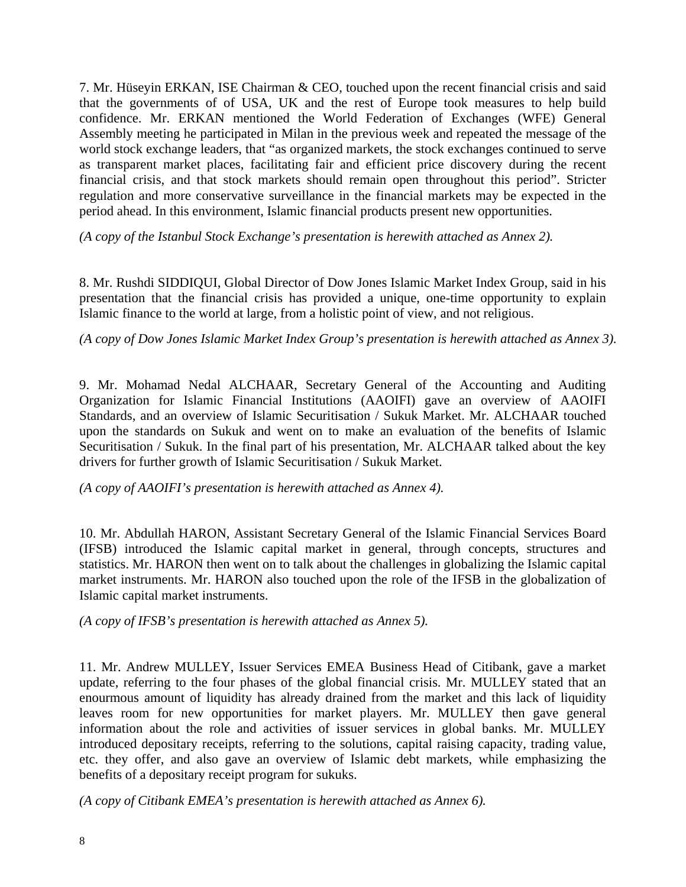7. Mr. Hüseyin ERKAN, ISE Chairman & CEO, touched upon the recent financial crisis and said that the governments of of USA, UK and the rest of Europe took measures to help build confidence. Mr. ERKAN mentioned the World Federation of Exchanges (WFE) General Assembly meeting he participated in Milan in the previous week and repeated the message of the world stock exchange leaders, that "as organized markets, the stock exchanges continued to serve as transparent market places, facilitating fair and efficient price discovery during the recent financial crisis, and that stock markets should remain open throughout this period". Stricter regulation and more conservative surveillance in the financial markets may be expected in the period ahead. In this environment, Islamic financial products present new opportunities.

*(A copy of the Istanbul Stock Exchange's presentation is herewith attached as Annex 2).*

8. Mr. Rushdi SIDDIQUI, Global Director of Dow Jones Islamic Market Index Group, said in his presentation that the financial crisis has provided a unique, one-time opportunity to explain Islamic finance to the world at large, from a holistic point of view, and not religious.

*(A copy of Dow Jones Islamic Market Index Group's presentation is herewith attached as Annex 3).*

9. Mr. Mohamad Nedal ALCHAAR, Secretary General of the Accounting and Auditing Organization for Islamic Financial Institutions (AAOIFI) gave an overview of AAOIFI Standards, and an overview of Islamic Securitisation / Sukuk Market. Mr. ALCHAAR touched upon the standards on Sukuk and went on to make an evaluation of the benefits of Islamic Securitisation / Sukuk. In the final part of his presentation, Mr. ALCHAAR talked about the key drivers for further growth of Islamic Securitisation / Sukuk Market.

*(A copy of AAOIFI's presentation is herewith attached as Annex 4).*

10. Mr. Abdullah HARON, Assistant Secretary General of the Islamic Financial Services Board (IFSB) introduced the Islamic capital market in general, through concepts, structures and statistics. Mr. HARON then went on to talk about the challenges in globalizing the Islamic capital market instruments. Mr. HARON also touched upon the role of the IFSB in the globalization of Islamic capital market instruments.

*(A copy of IFSB's presentation is herewith attached as Annex 5).*

11. Mr. Andrew MULLEY, Issuer Services EMEA Business Head of Citibank, gave a market update, referring to the four phases of the global financial crisis. Mr. MULLEY stated that an enourmous amount of liquidity has already drained from the market and this lack of liquidity leaves room for new opportunities for market players. Mr. MULLEY then gave general information about the role and activities of issuer services in global banks. Mr. MULLEY introduced depositary receipts, referring to the solutions, capital raising capacity, trading value, etc. they offer, and also gave an overview of Islamic debt markets, while emphasizing the benefits of a depositary receipt program for sukuks.

*(A copy of Citibank EMEA's presentation is herewith attached as Annex 6).*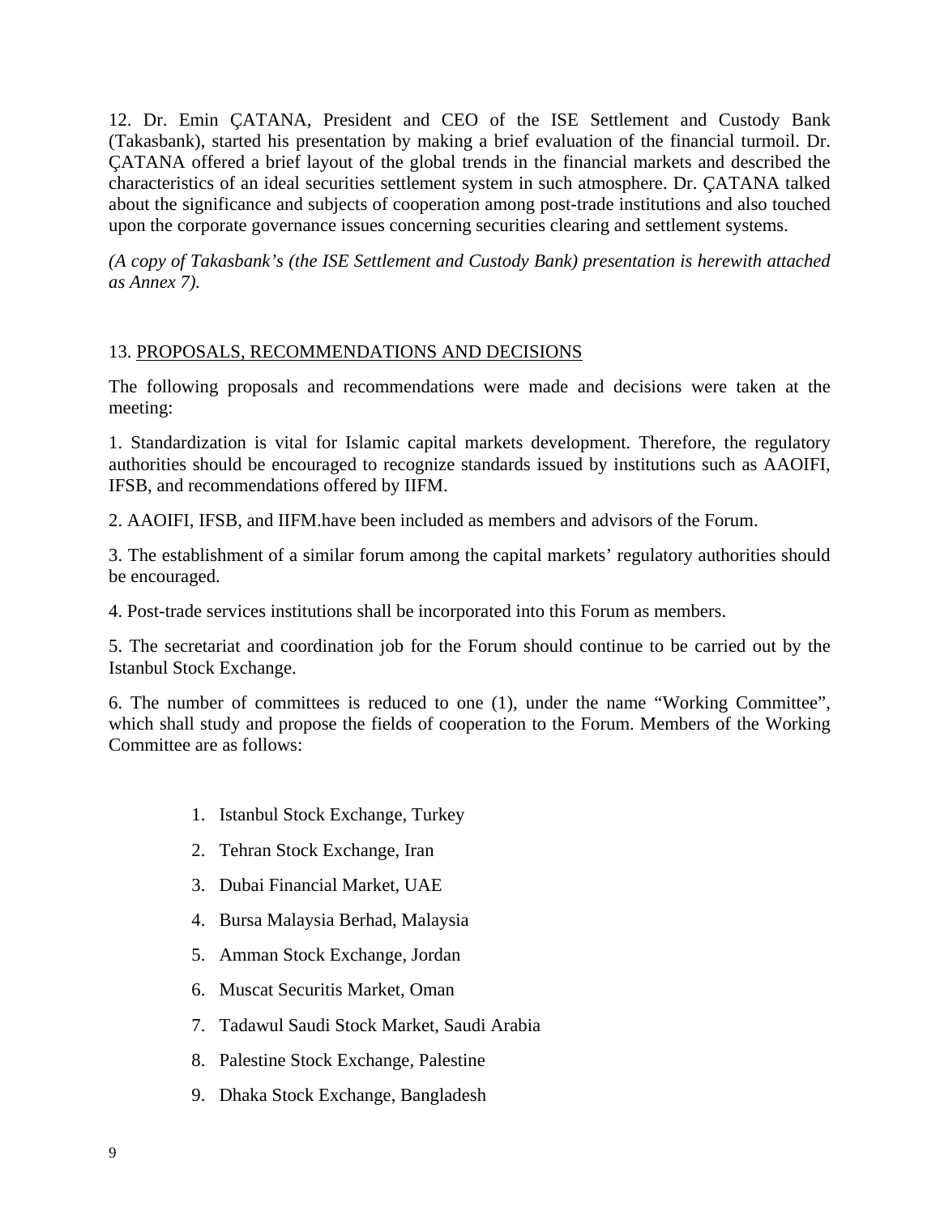12. Dr. Emin ÇATANA, President and CEO of the ISE Settlement and Custody Bank (Takasbank), started his presentation by making a brief evaluation of the financial turmoil. Dr. ÇATANA offered a brief layout of the global trends in the financial markets and described the characteristics of an ideal securities settlement system in such atmosphere. Dr. ÇATANA talked about the significance and subjects of cooperation among post-trade institutions and also touched upon the corporate governance issues concerning securities clearing and settlement systems.

*(A copy of Takasbank's (the ISE Settlement and Custody Bank) presentation is herewith attached as Annex 7).*

13. <u>PROPOSALS, RECOMMENDATIONS AND DECISIONS</u>

The following proposals and recommendations were made and decisions were taken at the meeting:

1. Standardization is vital for Islamic capital markets development. Therefore, the regulatory authorities should be encouraged to recognize standards issued by institutions such as AAOIFI, IFSB, and recommendations offered by IIFM.

2. AAOIFI, IFSB, and IIFM.have been included as members and advisors of the Forum.

3. The establishment of a similar forum among the capital markets' regulatory authorities should be encouraged.

4. Post-trade services institutions shall be incorporated into this Forum as members.

5. The secretariat and coordination job for the Forum should continue to be carried out by the Istanbul Stock Exchange.

6. The number of committees is reduced to one (1), under the name "Working Committee", which shall study and propose the fields of cooperation to the Forum. Members of the Working Committee are as follows:

1. Istanbul Stock Exchange, Turkey
2. Tehran Stock Exchange, Iran
3. Dubai Financial Market, UAE
4. Bursa Malaysia Berhad, Malaysia
5. Amman Stock Exchange, Jordan
6. Muscat Securitis Market, Oman
7. Tadawul Saudi Stock Market, Saudi Arabia
8. Palestine Stock Exchange, Palestine
9. Dhaka Stock Exchange, Bangladesh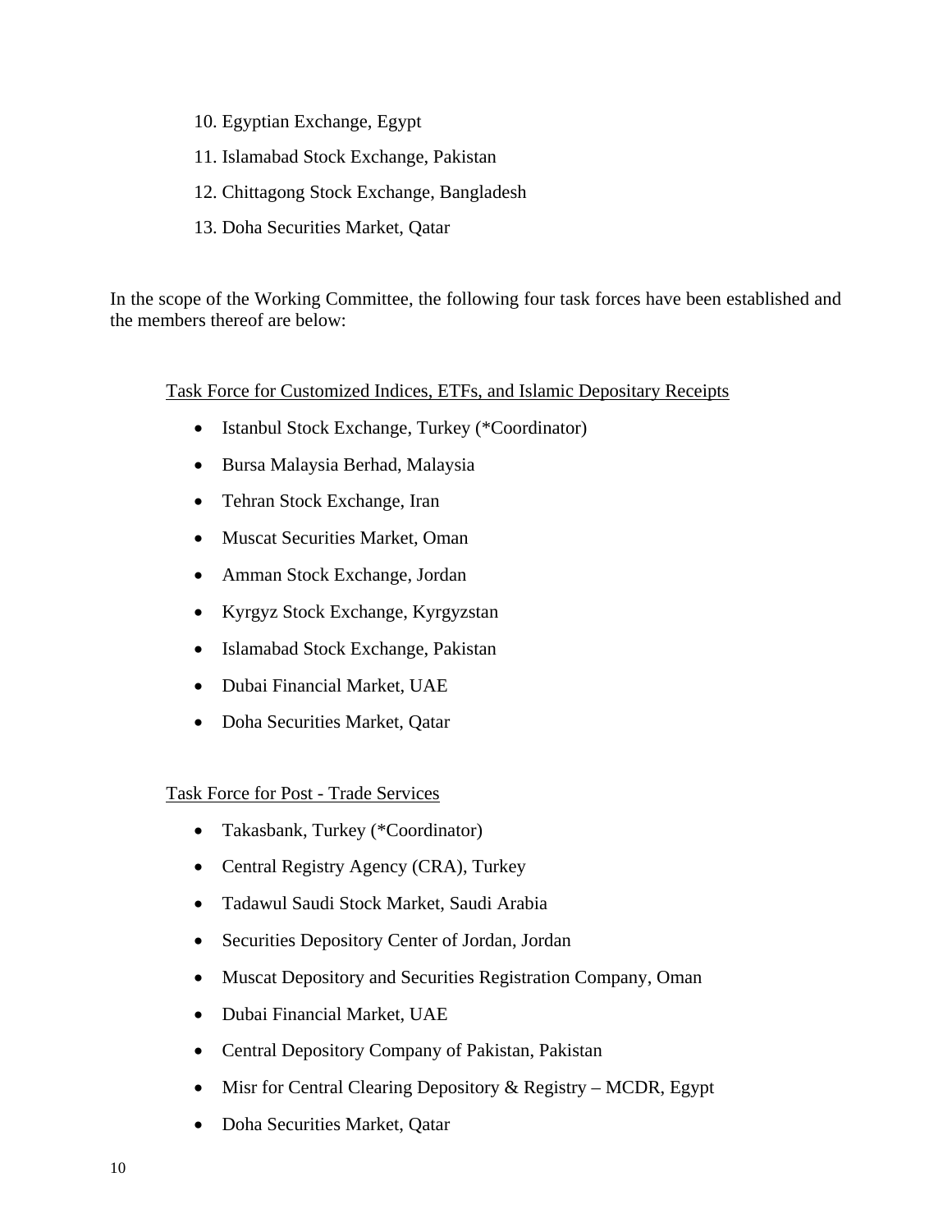10. Egyptian Exchange, Egypt
11. Islamabad Stock Exchange, Pakistan
12. Chittagong Stock Exchange, Bangladesh
13. Doha Securities Market, Qatar

In the scope of the Working Committee, the following four task forces have been established and the members thereof are below:

<u>Task Force for Customized Indices, ETFs, and Islamic Depositary Receipts</u>

- Istanbul Stock Exchange, Turkey (*Coordinator)
- Bursa Malaysia Berhad, Malaysia
- Tehran Stock Exchange, Iran
- Muscat Securities Market, Oman
- Amman Stock Exchange, Jordan
- Kyrgyz Stock Exchange, Kyrgyzstan
- Islamabad Stock Exchange, Pakistan
- Dubai Financial Market, UAE
- Doha Securities Market, Qatar

<u>Task Force for Post - Trade Services</u>

- Takasbank, Turkey (*Coordinator)
- Central Registry Agency (CRA), Turkey
- Tadawul Saudi Stock Market, Saudi Arabia
- Securities Depository Center of Jordan, Jordan
- Muscat Depository and Securities Registration Company, Oman
- Dubai Financial Market, UAE
- Central Depository Company of Pakistan, Pakistan
- Misr for Central Clearing Depository & Registry – MCDR, Egypt
- Doha Securities Market, Qatar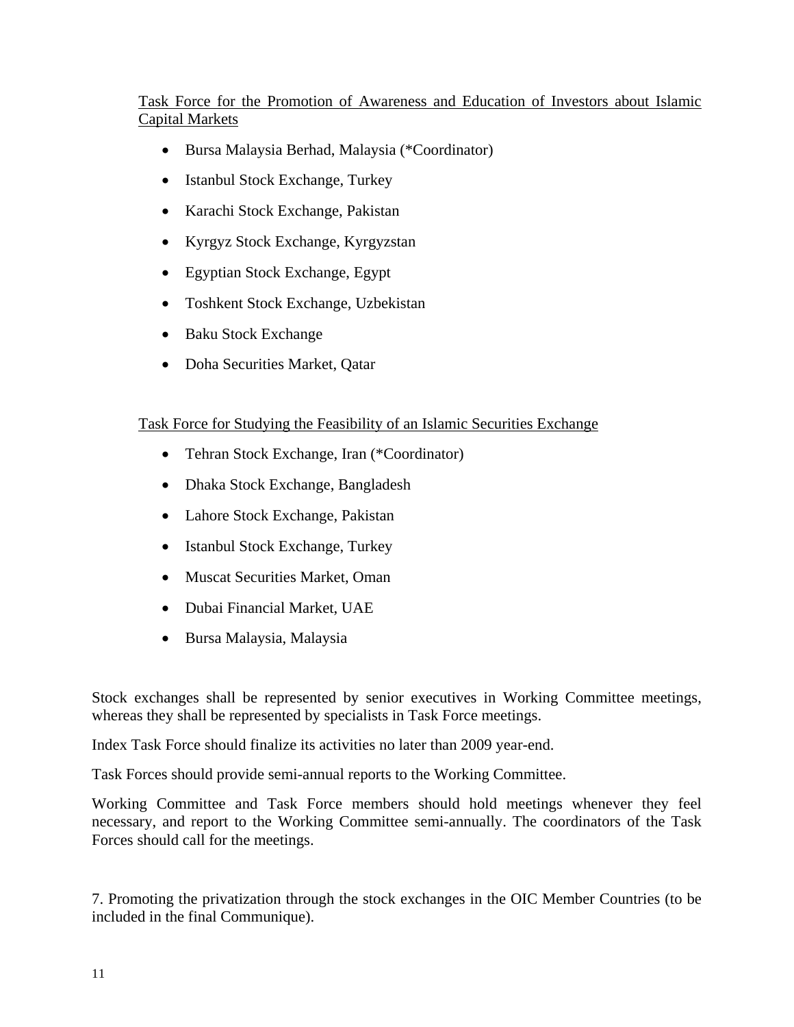<u>Task Force for the Promotion of Awareness and Education of Investors about Islamic Capital Markets</u>

- Bursa Malaysia Berhad, Malaysia (*Coordinator)
- Istanbul Stock Exchange, Turkey
- Karachi Stock Exchange, Pakistan
- Kyrgyz Stock Exchange, Kyrgyzstan
- Egyptian Stock Exchange, Egypt
- Toshkent Stock Exchange, Uzbekistan
- Baku Stock Exchange
- Doha Securities Market, Qatar

<u>Task Force for Studying the Feasibility of an Islamic Securities Exchange</u>

- Tehran Stock Exchange, Iran (*Coordinator)
- Dhaka Stock Exchange, Bangladesh
- Lahore Stock Exchange, Pakistan
- Istanbul Stock Exchange, Turkey
- Muscat Securities Market, Oman
- Dubai Financial Market, UAE
- Bursa Malaysia, Malaysia

Stock exchanges shall be represented by senior executives in Working Committee meetings, whereas they shall be represented by specialists in Task Force meetings.

Index Task Force should finalize its activities no later than 2009 year-end.

Task Forces should provide semi-annual reports to the Working Committee.

Working Committee and Task Force members should hold meetings whenever they feel necessary, and report to the Working Committee semi-annually. The coordinators of the Task Forces should call for the meetings.

7. Promoting the privatization through the stock exchanges in the OIC Member Countries (to be included in the final Communique).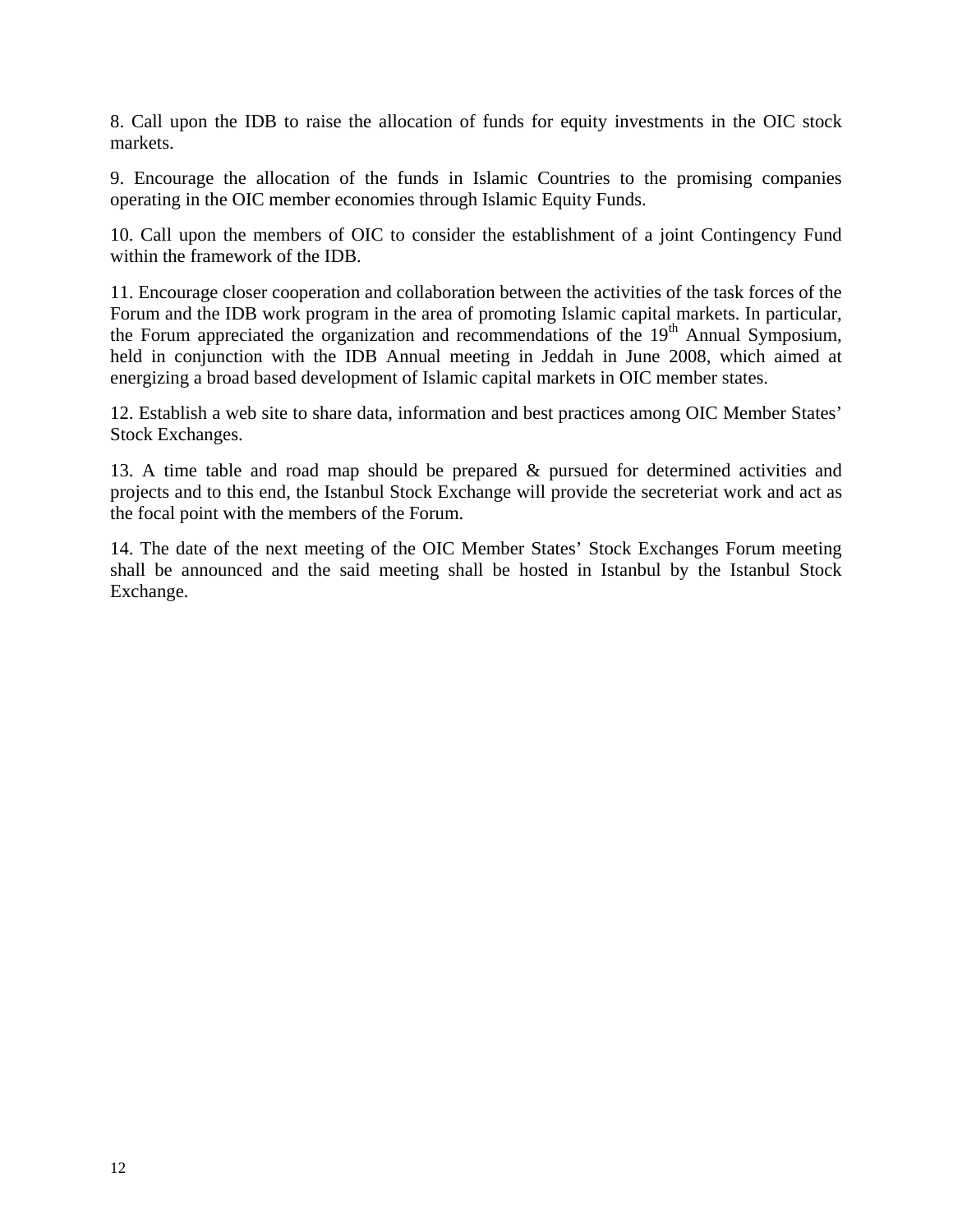8. Call upon the IDB to raise the allocation of funds for equity investments in the OIC stock markets.

9. Encourage the allocation of the funds in Islamic Countries to the promising companies operating in the OIC member economies through Islamic Equity Funds.

10. Call upon the members of OIC to consider the establishment of a joint Contingency Fund within the framework of the IDB.

11. Encourage closer cooperation and collaboration between the activities of the task forces of the Forum and the IDB work program in the area of promoting Islamic capital markets. In particular, the Forum appreciated the organization and recommendations of the 19th Annual Symposium, held in conjunction with the IDB Annual meeting in Jeddah in June 2008, which aimed at energizing a broad based development of Islamic capital markets in OIC member states.

12. Establish a web site to share data, information and best practices among OIC Member States' Stock Exchanges.

13. A time table and road map should be prepared & pursued for determined activities and projects and to this end, the Istanbul Stock Exchange will provide the secreteriat work and act as the focal point with the members of the Forum.

14. The date of the next meeting of the OIC Member States' Stock Exchanges Forum meeting shall be announced and the said meeting shall be hosted in Istanbul by the Istanbul Stock Exchange.